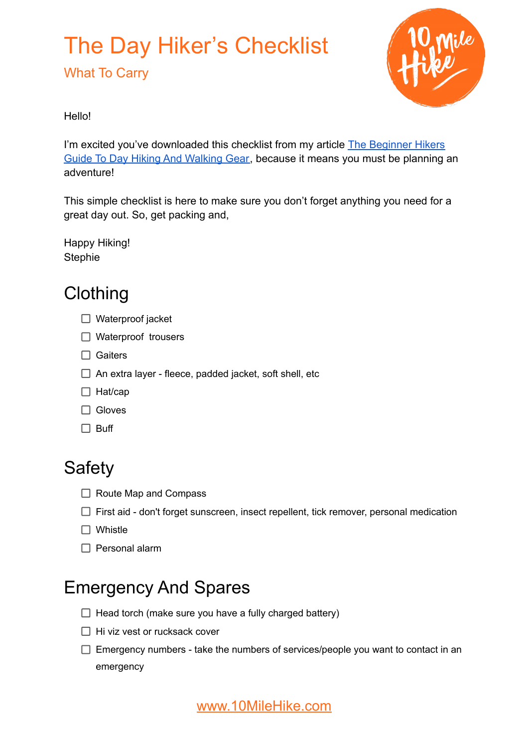# The Day Hiker's Checklist

## What To Carry

Hello!

I'm excited you've downloaded this checklist from my article [The Beginner Hikers Guide To Day Hiking And Walking Gear](), because it means you must be planning an adventure!

This simple checklist is here to make sure you don't forget anything you need for a great day out. So, get packing and,

Happy Hiking!
Stephie

## Clothing

- [ ] Waterproof jacket
- [ ] Waterproof  trousers
- [ ] Gaiters
- [ ] An extra layer - fleece, padded jacket, soft shell, etc
- [ ] Hat/cap
- [ ] Gloves
- [ ] Buff

## Safety

- [ ] Route Map and Compass
- [ ] First aid - don't forget sunscreen, insect repellent, tick remover, personal medication
- [ ] Whistle
- [ ] Personal alarm

## Emergency And Spares

- [ ] Head torch (make sure you have a fully charged battery)
- [ ] Hi viz vest or rucksack cover
- [ ] Emergency numbers - take the numbers of services/people you want to contact in an emergency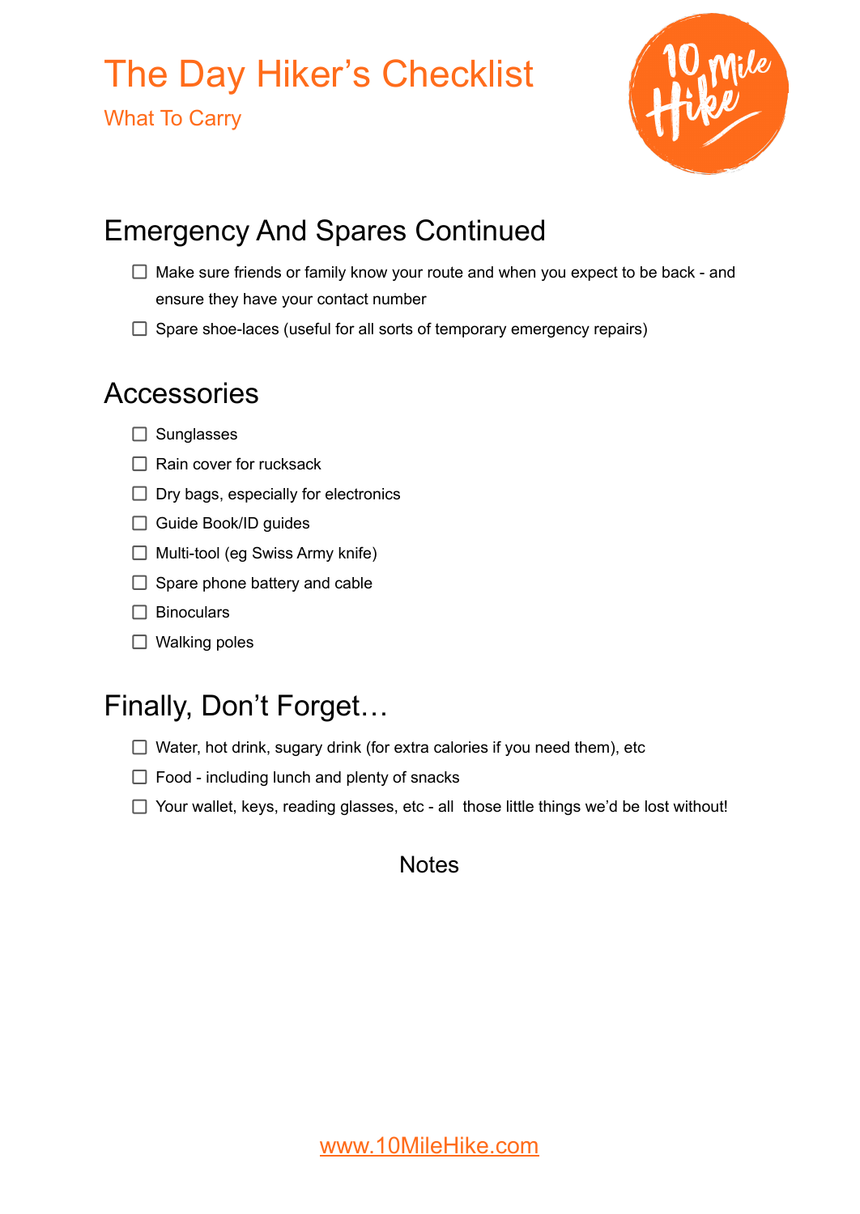# The Day Hiker's Checklist

## What To Carry

## Emergency And Spares Continued

- [ ] Make sure friends or family know your route and when you expect to be back - and ensure they have your contact number
- [ ] Spare shoe-laces (useful for all sorts of temporary emergency repairs)

## Accessories

- [ ] Sunglasses
- [ ] Rain cover for rucksack
- [ ] Dry bags, especially for electronics
- [ ] Guide Book/ID guides
- [ ] Multi-tool (eg Swiss Army knife)
- [ ] Spare phone battery and cable
- [ ] Binoculars
- [ ] Walking poles

## Finally, Don't Forget…

- [ ] Water, hot drink, sugary drink (for extra calories if you need them), etc
- [ ] Food - including lunch and plenty of snacks
- [ ] Your wallet, keys, reading glasses, etc - all those little things we'd be lost without!

### Notes

www.10MileHike.com